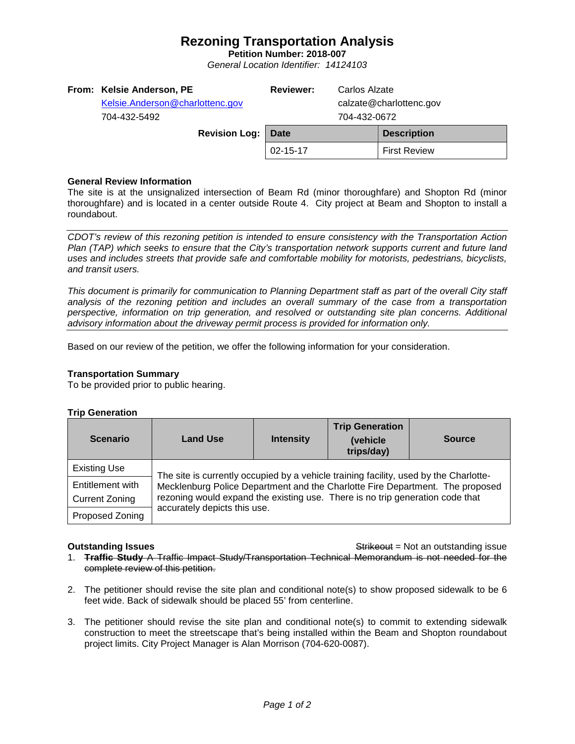# Rezoning Transportation Analysis

**Petition Number: 2018-007**

*General Location Identifier: 14124103*

| | | | |
|---|---|---|---|
| **From:** | **Kelsie Anderson, PE** | **Reviewer:** | Carlos Alzate |
| | Kelsie.Anderson@charlottenc.gov | | calzate@charlottenc.gov |
| | 704-432-5492 | | 704-432-0672 |

**Revision Log:**

| Date | Description |
|---|---|
| 02-15-17 | First Review |

### General Review Information

The site is at the unsignalized intersection of Beam Rd (minor thoroughfare) and Shopton Rd (minor thoroughfare) and is located in a center outside Route 4. City project at Beam and Shopton to install a roundabout.

*CDOT's review of this rezoning petition is intended to ensure consistency with the Transportation Action Plan (TAP) which seeks to ensure that the City's transportation network supports current and future land uses and includes streets that provide safe and comfortable mobility for motorists, pedestrians, bicyclists, and transit users.*

*This document is primarily for communication to Planning Department staff as part of the overall City staff analysis of the rezoning petition and includes an overall summary of the case from a transportation perspective, information on trip generation, and resolved or outstanding site plan concerns. Additional advisory information about the driveway permit process is provided for information only.*

Based on our review of the petition, we offer the following information for your consideration.

### Transportation Summary

To be provided prior to public hearing.

### Trip Generation

| Scenario | Land Use | Intensity | Trip Generation (vehicle trips/day) | Source |
|---|---|---|---|---|
| Existing Use | The site is currently occupied by a vehicle training facility, used by the Charlotte-Mecklenburg Police Department and the Charlotte Fire Department. The proposed rezoning would expand the existing use. There is no trip generation code that accurately depicts this use. | | | |
| Entitlement with Current Zoning | | | | |
| Proposed Zoning | | | | |

### Outstanding Issues

~~Strikeout~~ = Not an outstanding issue

1. ~~**Traffic Study** A Traffic Impact Study/Transportation Technical Memorandum is not needed for the complete review of this petition.~~

2. The petitioner should revise the site plan and conditional note(s) to show proposed sidewalk to be 6 feet wide. Back of sidewalk should be placed 55' from centerline.

3. The petitioner should revise the site plan and conditional note(s) to commit to extending sidewalk construction to meet the streetscape that's being installed within the Beam and Shopton roundabout project limits. City Project Manager is Alan Morrison (704-620-0087).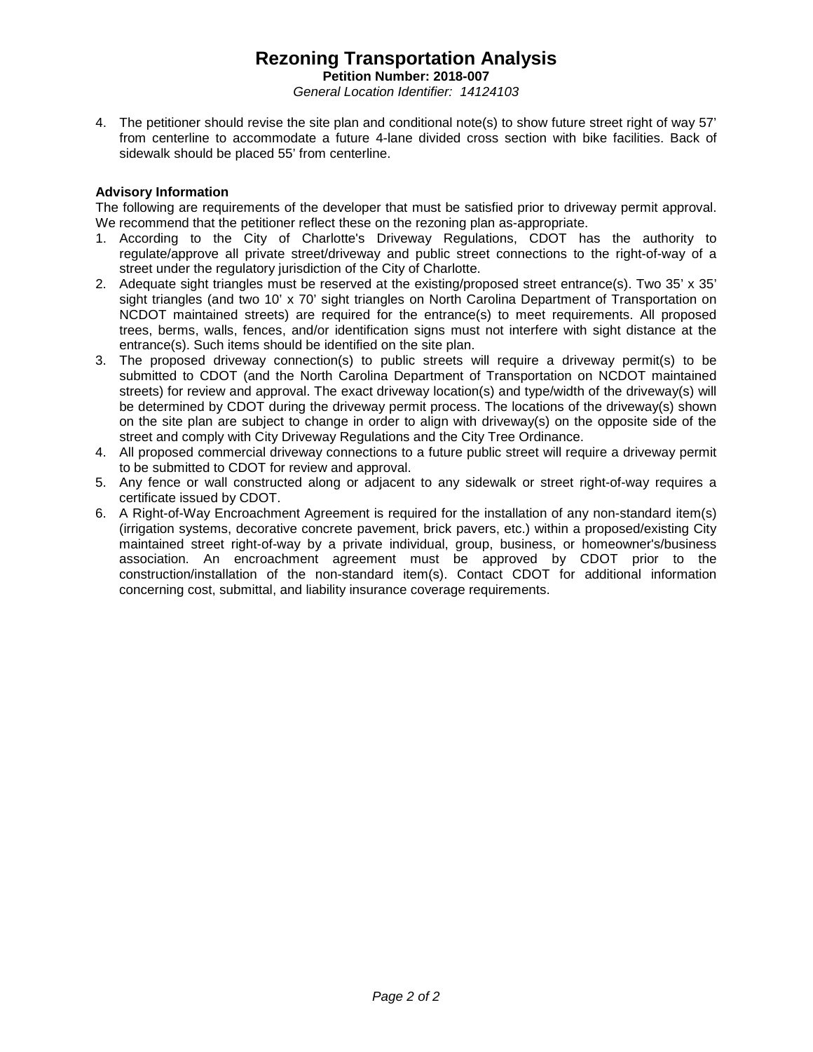4. The petitioner should revise the site plan and conditional note(s) to show future street right of way 57' from centerline to accommodate a future 4-lane divided cross section with bike facilities. Back of sidewalk should be placed 55' from centerline.

**Advisory Information**

The following are requirements of the developer that must be satisfied prior to driveway permit approval. We recommend that the petitioner reflect these on the rezoning plan as-appropriate.

1. According to the City of Charlotte's Driveway Regulations, CDOT has the authority to regulate/approve all private street/driveway and public street connections to the right-of-way of a street under the regulatory jurisdiction of the City of Charlotte.
2. Adequate sight triangles must be reserved at the existing/proposed street entrance(s). Two 35' x 35' sight triangles (and two 10' x 70' sight triangles on North Carolina Department of Transportation on NCDOT maintained streets) are required for the entrance(s) to meet requirements. All proposed trees, berms, walls, fences, and/or identification signs must not interfere with sight distance at the entrance(s). Such items should be identified on the site plan.
3. The proposed driveway connection(s) to public streets will require a driveway permit(s) to be submitted to CDOT (and the North Carolina Department of Transportation on NCDOT maintained streets) for review and approval. The exact driveway location(s) and type/width of the driveway(s) will be determined by CDOT during the driveway permit process. The locations of the driveway(s) shown on the site plan are subject to change in order to align with driveway(s) on the opposite side of the street and comply with City Driveway Regulations and the City Tree Ordinance.
4. All proposed commercial driveway connections to a future public street will require a driveway permit to be submitted to CDOT for review and approval.
5. Any fence or wall constructed along or adjacent to any sidewalk or street right-of-way requires a certificate issued by CDOT.
6. A Right-of-Way Encroachment Agreement is required for the installation of any non-standard item(s) (irrigation systems, decorative concrete pavement, brick pavers, etc.) within a proposed/existing City maintained street right-of-way by a private individual, group, business, or homeowner's/business association. An encroachment agreement must be approved by CDOT prior to the construction/installation of the non-standard item(s). Contact CDOT for additional information concerning cost, submittal, and liability insurance coverage requirements.